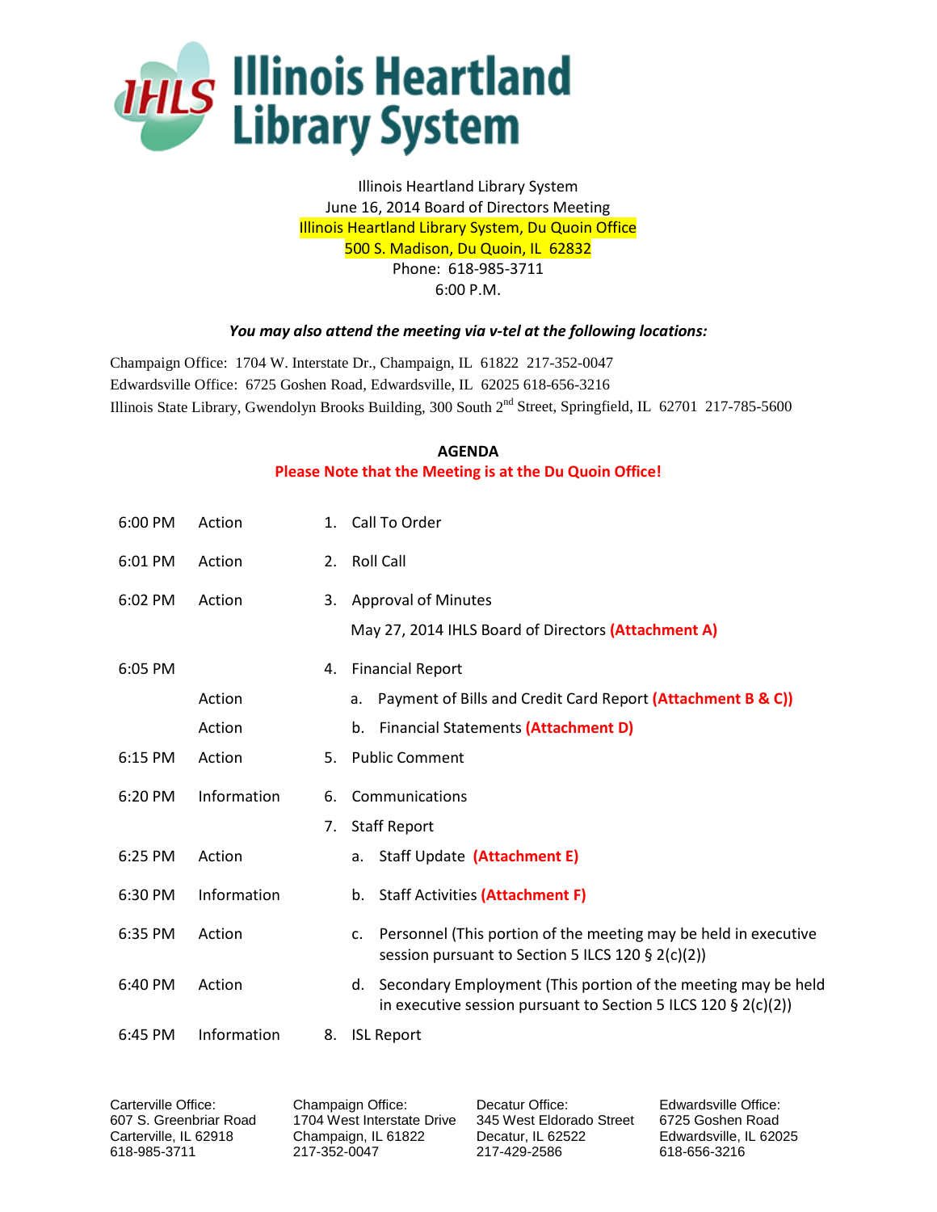# Illinois Heartland Library System

Illinois Heartland Library System
June 16, 2014 Board of Directors Meeting
Illinois Heartland Library System, Du Quoin Office
500 S. Madison, Du Quoin, IL 62832
Phone: 618-985-3711
6:00 P.M.

***You may also attend the meeting via v-tel at the following locations:***

Champaign Office: 1704 W. Interstate Dr., Champaign, IL 61822 217-352-0047
Edwardsville Office: 6725 Goshen Road, Edwardsville, IL 62025 618-656-3216
Illinois State Library, Gwendolyn Brooks Building, 300 South 2nd Street, Springfield, IL 62701 217-785-5600

## AGENDA

**Please Note that the Meeting is at the Du Quoin Office!**

| | | |
|---|---|---|
| 6:00 PM | Action | 1. Call To Order |
| 6:01 PM | Action | 2. Roll Call |
| 6:02 PM | Action | 3. Approval of Minutes<br>May 27, 2014 IHLS Board of Directors **(Attachment A)** |
| 6:05 PM | | 4. Financial Report |
| | Action | a. Payment of Bills and Credit Card Report **(Attachment B & C))** |
| | Action | b. Financial Statements **(Attachment D)** |
| 6:15 PM | Action | 5. Public Comment |
| 6:20 PM | Information | 6. Communications |
| | | 7. Staff Report |
| 6:25 PM | Action | a. Staff Update **(Attachment E)** |
| 6:30 PM | Information | b. Staff Activities **(Attachment F)** |
| 6:35 PM | Action | c. Personnel (This portion of the meeting may be held in executive session pursuant to Section 5 ILCS 120 § 2(c)(2)) |
| 6:40 PM | Action | d. Secondary Employment (This portion of the meeting may be held in executive session pursuant to Section 5 ILCS 120 § 2(c)(2)) |
| 6:45 PM | Information | 8. ISL Report |

Carterville Office:
607 S. Greenbriar Road
Carterville, IL 62918
618-985-3711

Champaign Office:
1704 West Interstate Drive
Champaign, IL 61822
217-352-0047

Decatur Office:
345 West Eldorado Street
Decatur, IL 62522
217-429-2586

Edwardsville Office:
6725 Goshen Road
Edwardsville, IL 62025
618-656-3216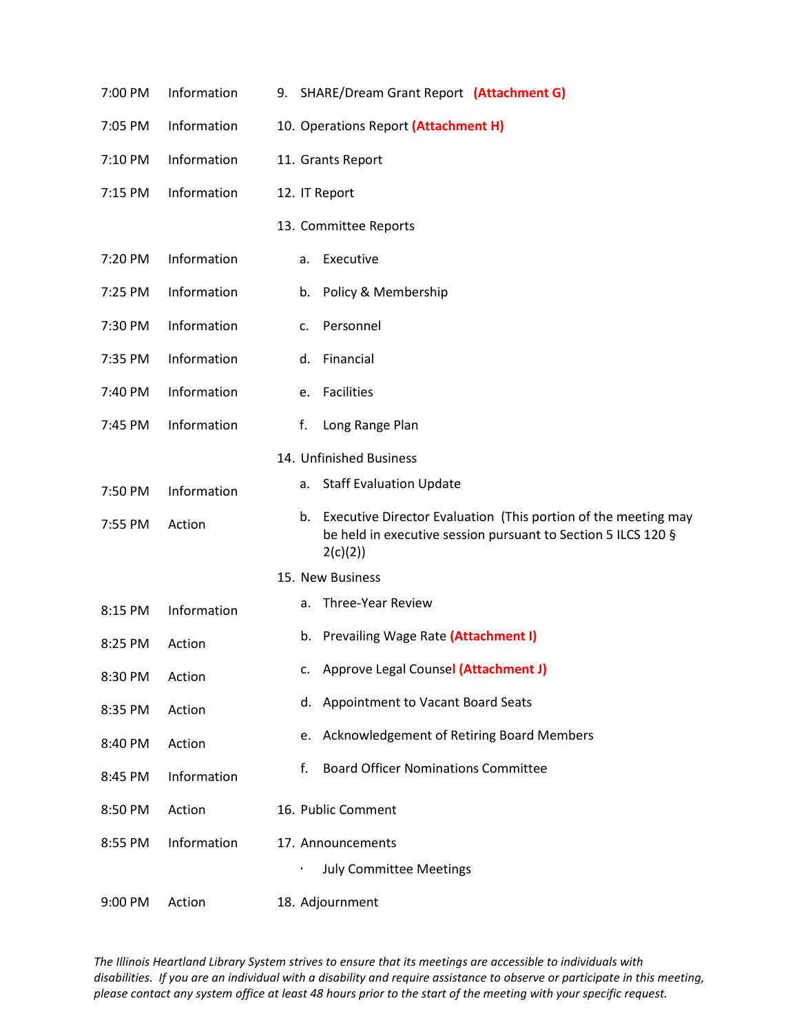| | | |
|---|---|---|
| 7:00 PM | Information | 9. SHARE/Dream Grant Report **(Attachment G)** |
| 7:05 PM | Information | 10. Operations Report **(Attachment H)** |
| 7:10 PM | Information | 11. Grants Report |
| 7:15 PM | Information | 12. IT Report |
| | | 13. Committee Reports |
| 7:20 PM | Information | a. Executive |
| 7:25 PM | Information | b. Policy & Membership |
| 7:30 PM | Information | c. Personnel |
| 7:35 PM | Information | d. Financial |
| 7:40 PM | Information | e. Facilities |
| 7:45 PM | Information | f. Long Range Plan |
| | | 14. Unfinished Business |
| 7:50 PM | Information | a. Staff Evaluation Update |
| 7:55 PM | Action | b. Executive Director Evaluation (This portion of the meeting may be held in executive session pursuant to Section 5 ILCS 120 § 2(c)(2)) |
| | | 15. New Business |
| 8:15 PM | Information | a. Three-Year Review |
| 8:25 PM | Action | b. Prevailing Wage Rate **(Attachment I)** |
| 8:30 PM | Action | c. Approve Legal Counsel **(Attachment J)** |
| 8:35 PM | Action | d. Appointment to Vacant Board Seats |
| 8:40 PM | Action | e. Acknowledgement of Retiring Board Members |
| 8:45 PM | Information | f. Board Officer Nominations Committee |
| 8:50 PM | Action | 16. Public Comment |
| 8:55 PM | Information | 17. Announcements |
| | | · July Committee Meetings |
| 9:00 PM | Action | 18. Adjournment |

*The Illinois Heartland Library System strives to ensure that its meetings are accessible to individuals with disabilities. If you are an individual with a disability and require assistance to observe or participate in this meeting, please contact any system office at least 48 hours prior to the start of the meeting with your specific request.*